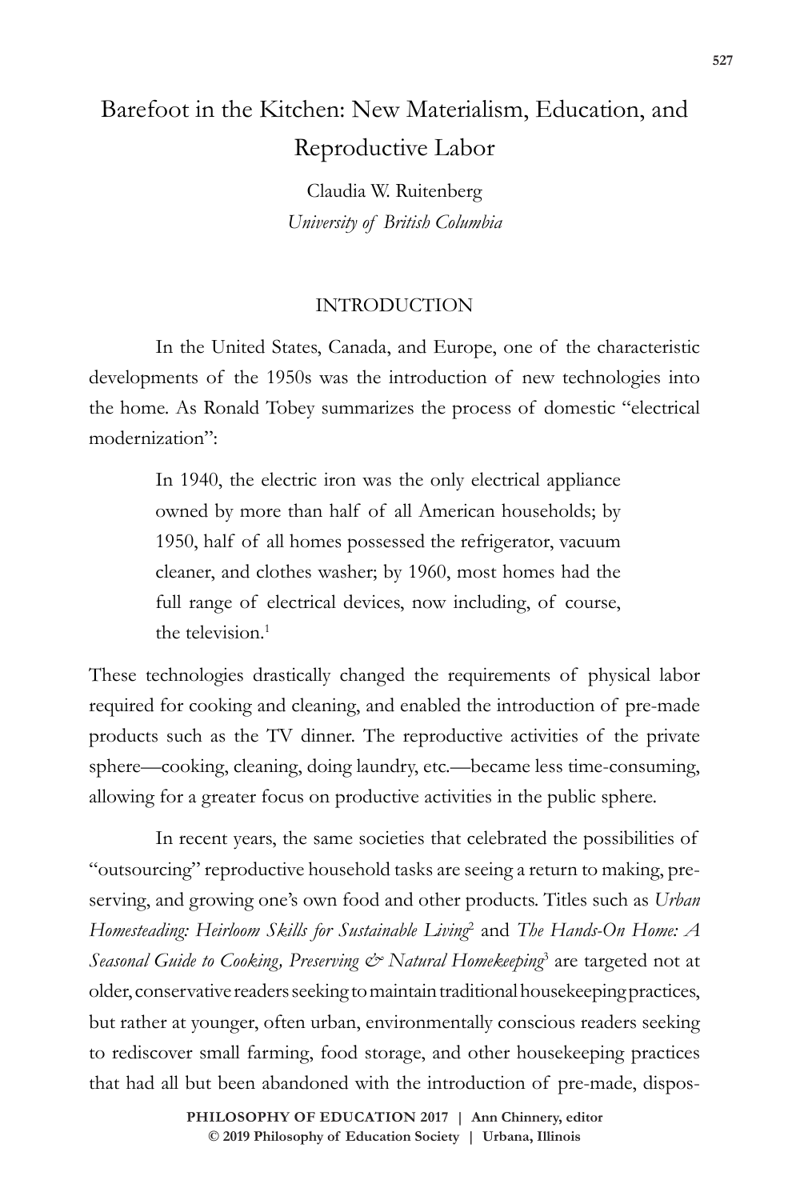# Barefoot in the Kitchen: New Materialism, Education, and Reproductive Labor

Claudia W. Ruitenberg
*University of British Columbia*

## INTRODUCTION

In the United States, Canada, and Europe, one of the characteristic developments of the 1950s was the introduction of new technologies into the home. As Ronald Tobey summarizes the process of domestic "electrical modernization":

> In 1940, the electric iron was the only electrical appliance owned by more than half of all American households; by 1950, half of all homes possessed the refrigerator, vacuum cleaner, and clothes washer; by 1960, most homes had the full range of electrical devices, now including, of course, the television.[1]

These technologies drastically changed the requirements of physical labor required for cooking and cleaning, and enabled the introduction of pre-made products such as the TV dinner. The reproductive activities of the private sphere—cooking, cleaning, doing laundry, etc.—became less time-consuming, allowing for a greater focus on productive activities in the public sphere.

In recent years, the same societies that celebrated the possibilities of "outsourcing" reproductive household tasks are seeing a return to making, preserving, and growing one's own food and other products. Titles such as *Urban Homesteading: Heirloom Skills for Sustainable Living*[2] and *The Hands-On Home: A Seasonal Guide to Cooking, Preserving & Natural Homekeeping*[3] are targeted not at older, conservative readers seeking to maintain traditional housekeeping practices, but rather at younger, often urban, environmentally conscious readers seeking to rediscover small farming, food storage, and other housekeeping practices that had all but been abandoned with the introduction of pre-made, dispos-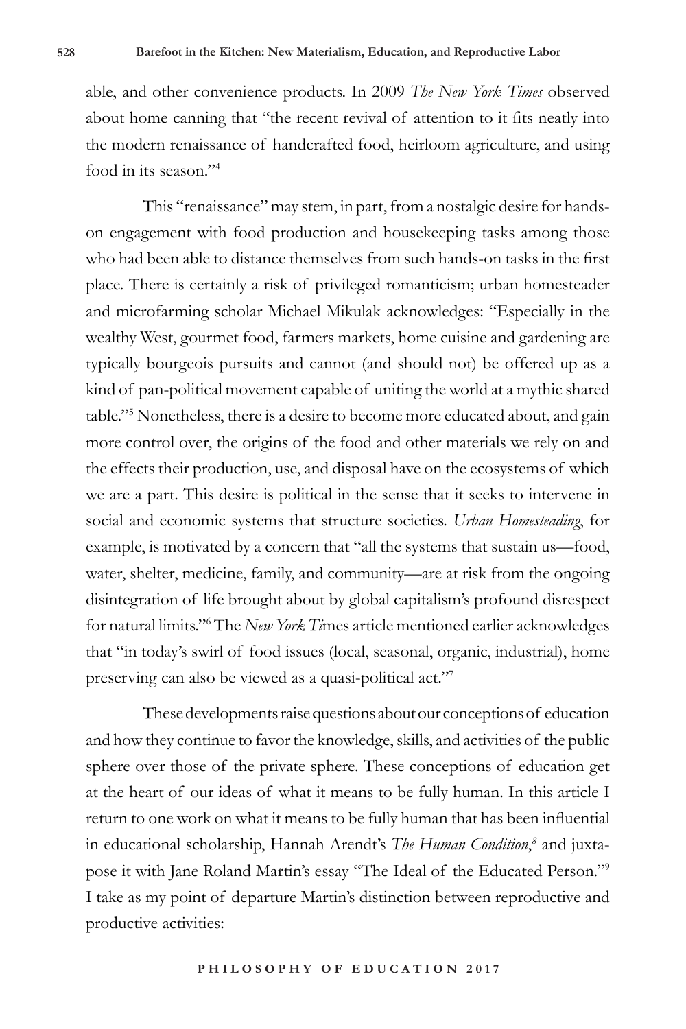able, and other convenience products. In 2009 *The New York Times* observed about home canning that "the recent revival of attention to it fits neatly into the modern renaissance of handcrafted food, heirloom agriculture, and using food in its season."[4]

This "renaissance" may stem, in part, from a nostalgic desire for hands-on engagement with food production and housekeeping tasks among those who had been able to distance themselves from such hands-on tasks in the first place. There is certainly a risk of privileged romanticism; urban homesteader and microfarming scholar Michael Mikulak acknowledges: "Especially in the wealthy West, gourmet food, farmers markets, home cuisine and gardening are typically bourgeois pursuits and cannot (and should not) be offered up as a kind of pan-political movement capable of uniting the world at a mythic shared table."[5] Nonetheless, there is a desire to become more educated about, and gain more control over, the origins of the food and other materials we rely on and the effects their production, use, and disposal have on the ecosystems of which we are a part. This desire is political in the sense that it seeks to intervene in social and economic systems that structure societies. *Urban Homesteading*, for example, is motivated by a concern that "all the systems that sustain us—food, water, shelter, medicine, family, and community—are at risk from the ongoing disintegration of life brought about by global capitalism's profound disrespect for natural limits."[6] The *New York Times* article mentioned earlier acknowledges that "in today's swirl of food issues (local, seasonal, organic, industrial), home preserving can also be viewed as a quasi-political act."[7]

These developments raise questions about our conceptions of education and how they continue to favor the knowledge, skills, and activities of the public sphere over those of the private sphere. These conceptions of education get at the heart of our ideas of what it means to be fully human. In this article I return to one work on what it means to be fully human that has been influential in educational scholarship, Hannah Arendt's *The Human Condition*,[8] and juxtapose it with Jane Roland Martin's essay "The Ideal of the Educated Person."[9] I take as my point of departure Martin's distinction between reproductive and productive activities: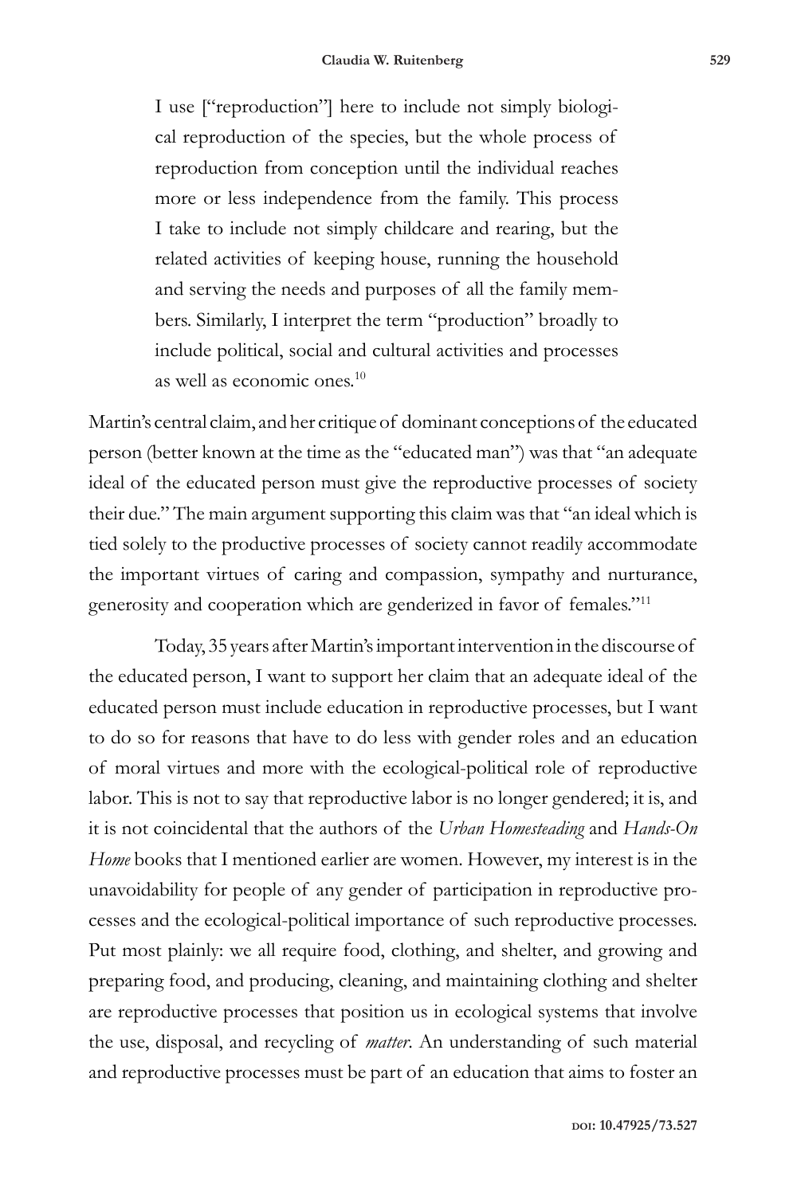> I use ["reproduction"] here to include not simply biological reproduction of the species, but the whole process of reproduction from conception until the individual reaches more or less independence from the family. This process I take to include not simply childcare and rearing, but the related activities of keeping house, running the household and serving the needs and purposes of all the family members. Similarly, I interpret the term "production" broadly to include political, social and cultural activities and processes as well as economic ones.[10]

Martin's central claim, and her critique of dominant conceptions of the educated person (better known at the time as the "educated man") was that "an adequate ideal of the educated person must give the reproductive processes of society their due." The main argument supporting this claim was that "an ideal which is tied solely to the productive processes of society cannot readily accommodate the important virtues of caring and compassion, sympathy and nurturance, generosity and cooperation which are genderized in favor of females."[11]

Today, 35 years after Martin's important intervention in the discourse of the educated person, I want to support her claim that an adequate ideal of the educated person must include education in reproductive processes, but I want to do so for reasons that have to do less with gender roles and an education of moral virtues and more with the ecological-political role of reproductive labor. This is not to say that reproductive labor is no longer gendered; it is, and it is not coincidental that the authors of the *Urban Homesteading* and *Hands-On Home* books that I mentioned earlier are women. However, my interest is in the unavoidability for people of any gender of participation in reproductive processes and the ecological-political importance of such reproductive processes. Put most plainly: we all require food, clothing, and shelter, and growing and preparing food, and producing, cleaning, and maintaining clothing and shelter are reproductive processes that position us in ecological systems that involve the use, disposal, and recycling of *matter*. An understanding of such material and reproductive processes must be part of an education that aims to foster an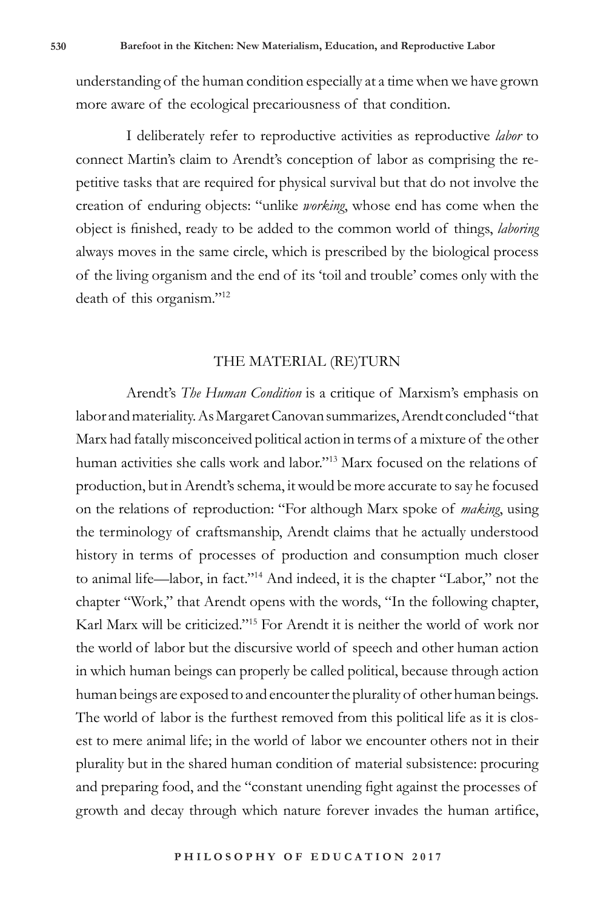understanding of the human condition especially at a time when we have grown more aware of the ecological precariousness of that condition.

I deliberately refer to reproductive activities as reproductive *labor* to connect Martin's claim to Arendt's conception of labor as comprising the repetitive tasks that are required for physical survival but that do not involve the creation of enduring objects: "unlike *working*, whose end has come when the object is finished, ready to be added to the common world of things, *laboring* always moves in the same circle, which is prescribed by the biological process of the living organism and the end of its 'toil and trouble' comes only with the death of this organism."[12]

## THE MATERIAL (RE)TURN

Arendt's *The Human Condition* is a critique of Marxism's emphasis on labor and materiality. As Margaret Canovan summarizes, Arendt concluded "that Marx had fatally misconceived political action in terms of a mixture of the other human activities she calls work and labor."[13] Marx focused on the relations of production, but in Arendt's schema, it would be more accurate to say he focused on the relations of reproduction: "For although Marx spoke of *making*, using the terminology of craftsmanship, Arendt claims that he actually understood history in terms of processes of production and consumption much closer to animal life—labor, in fact."[14] And indeed, it is the chapter "Labor," not the chapter "Work," that Arendt opens with the words, "In the following chapter, Karl Marx will be criticized."[15] For Arendt it is neither the world of work nor the world of labor but the discursive world of speech and other human action in which human beings can properly be called political, because through action human beings are exposed to and encounter the plurality of other human beings. The world of labor is the furthest removed from this political life as it is closest to mere animal life; in the world of labor we encounter others not in their plurality but in the shared human condition of material subsistence: procuring and preparing food, and the "constant unending fight against the processes of growth and decay through which nature forever invades the human artifice,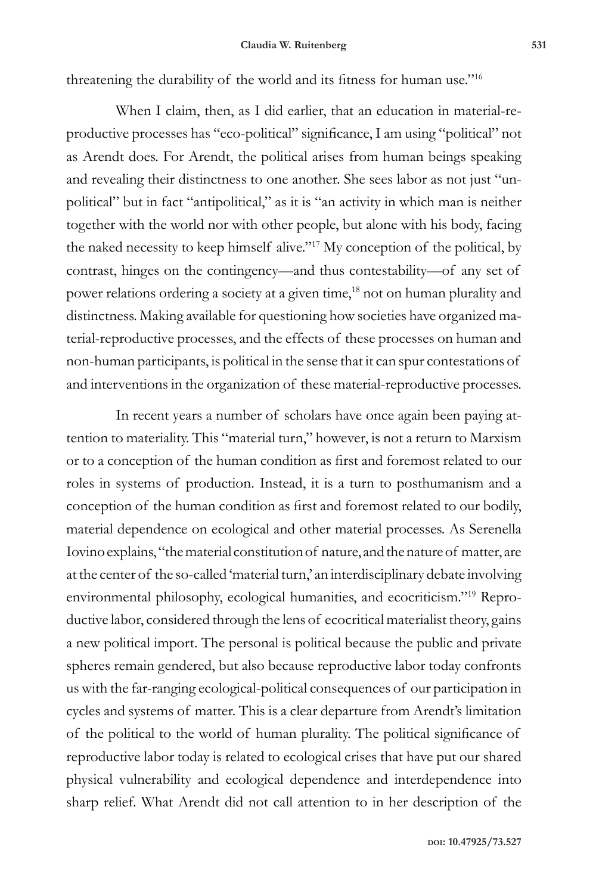threatening the durability of the world and its fitness for human use."[16]

When I claim, then, as I did earlier, that an education in material-reproductive processes has "eco-political" significance, I am using "political" not as Arendt does. For Arendt, the political arises from human beings speaking and revealing their distinctness to one another. She sees labor as not just "unpolitical" but in fact "antipolitical," as it is "an activity in which man is neither together with the world nor with other people, but alone with his body, facing the naked necessity to keep himself alive."[17] My conception of the political, by contrast, hinges on the contingency—and thus contestability—of any set of power relations ordering a society at a given time,[18] not on human plurality and distinctness. Making available for questioning how societies have organized material-reproductive processes, and the effects of these processes on human and non-human participants, is political in the sense that it can spur contestations of and interventions in the organization of these material-reproductive processes.

In recent years a number of scholars have once again been paying attention to materiality. This "material turn," however, is not a return to Marxism or to a conception of the human condition as first and foremost related to our roles in systems of production. Instead, it is a turn to posthumanism and a conception of the human condition as first and foremost related to our bodily, material dependence on ecological and other material processes. As Serenella Iovino explains, "the material constitution of nature, and the nature of matter, are at the center of the so-called 'material turn,' an interdisciplinary debate involving environmental philosophy, ecological humanities, and ecocriticism."[19] Reproductive labor, considered through the lens of ecocritical materialist theory, gains a new political import. The personal is political because the public and private spheres remain gendered, but also because reproductive labor today confronts us with the far-ranging ecological-political consequences of our participation in cycles and systems of matter. This is a clear departure from Arendt's limitation of the political to the world of human plurality. The political significance of reproductive labor today is related to ecological crises that have put our shared physical vulnerability and ecological dependence and interdependence into sharp relief. What Arendt did not call attention to in her description of the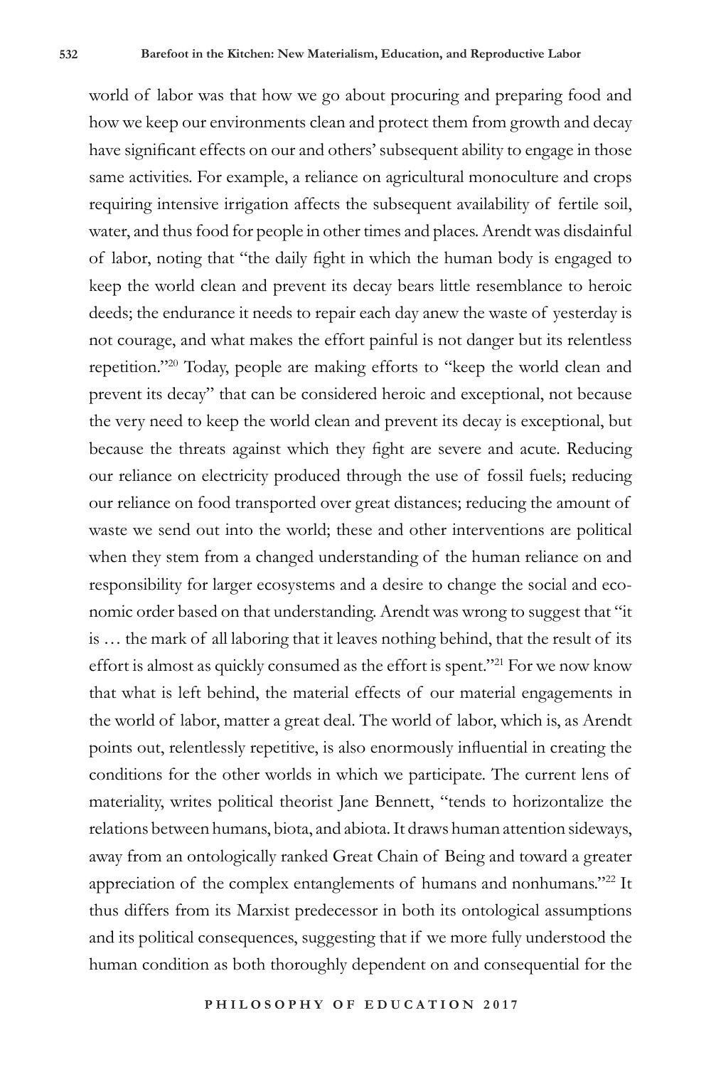world of labor was that how we go about procuring and preparing food and how we keep our environments clean and protect them from growth and decay have significant effects on our and others' subsequent ability to engage in those same activities. For example, a reliance on agricultural monoculture and crops requiring intensive irrigation affects the subsequent availability of fertile soil, water, and thus food for people in other times and places. Arendt was disdainful of labor, noting that "the daily fight in which the human body is engaged to keep the world clean and prevent its decay bears little resemblance to heroic deeds; the endurance it needs to repair each day anew the waste of yesterday is not courage, and what makes the effort painful is not danger but its relentless repetition."[20] Today, people are making efforts to "keep the world clean and prevent its decay" that can be considered heroic and exceptional, not because the very need to keep the world clean and prevent its decay is exceptional, but because the threats against which they fight are severe and acute. Reducing our reliance on electricity produced through the use of fossil fuels; reducing our reliance on food transported over great distances; reducing the amount of waste we send out into the world; these and other interventions are political when they stem from a changed understanding of the human reliance on and responsibility for larger ecosystems and a desire to change the social and economic order based on that understanding. Arendt was wrong to suggest that "it is … the mark of all laboring that it leaves nothing behind, that the result of its effort is almost as quickly consumed as the effort is spent."[21] For we now know that what is left behind, the material effects of our material engagements in the world of labor, matter a great deal. The world of labor, which is, as Arendt points out, relentlessly repetitive, is also enormously influential in creating the conditions for the other worlds in which we participate. The current lens of materiality, writes political theorist Jane Bennett, "tends to horizontalize the relations between humans, biota, and abiota. It draws human attention sideways, away from an ontologically ranked Great Chain of Being and toward a greater appreciation of the complex entanglements of humans and nonhumans."[22] It thus differs from its Marxist predecessor in both its ontological assumptions and its political consequences, suggesting that if we more fully understood the human condition as both thoroughly dependent on and consequential for the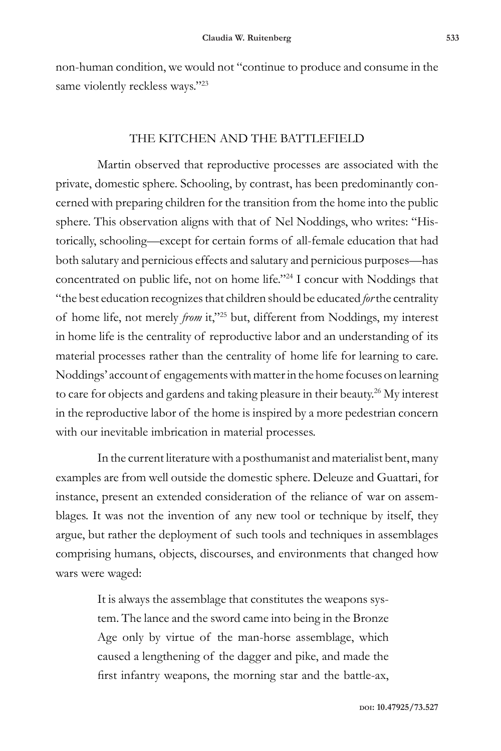non-human condition, we would not "continue to produce and consume in the same violently reckless ways."[23]

## THE KITCHEN AND THE BATTLEFIELD

Martin observed that reproductive processes are associated with the private, domestic sphere. Schooling, by contrast, has been predominantly concerned with preparing children for the transition from the home into the public sphere. This observation aligns with that of Nel Noddings, who writes: "Historically, schooling—except for certain forms of all-female education that had both salutary and pernicious effects and salutary and pernicious purposes—has concentrated on public life, not on home life."[24] I concur with Noddings that "the best education recognizes that children should be educated *for* the centrality of home life, not merely *from* it,"[25] but, different from Noddings, my interest in home life is the centrality of reproductive labor and an understanding of its material processes rather than the centrality of home life for learning to care. Noddings' account of engagements with matter in the home focuses on learning to care for objects and gardens and taking pleasure in their beauty.[26] My interest in the reproductive labor of the home is inspired by a more pedestrian concern with our inevitable imbrication in material processes.

In the current literature with a posthumanist and materialist bent, many examples are from well outside the domestic sphere. Deleuze and Guattari, for instance, present an extended consideration of the reliance of war on assemblages. It was not the invention of any new tool or technique by itself, they argue, but rather the deployment of such tools and techniques in assemblages comprising humans, objects, discourses, and environments that changed how wars were waged:

> It is always the assemblage that constitutes the weapons system. The lance and the sword came into being in the Bronze Age only by virtue of the man-horse assemblage, which caused a lengthening of the dagger and pike, and made the first infantry weapons, the morning star and the battle-ax,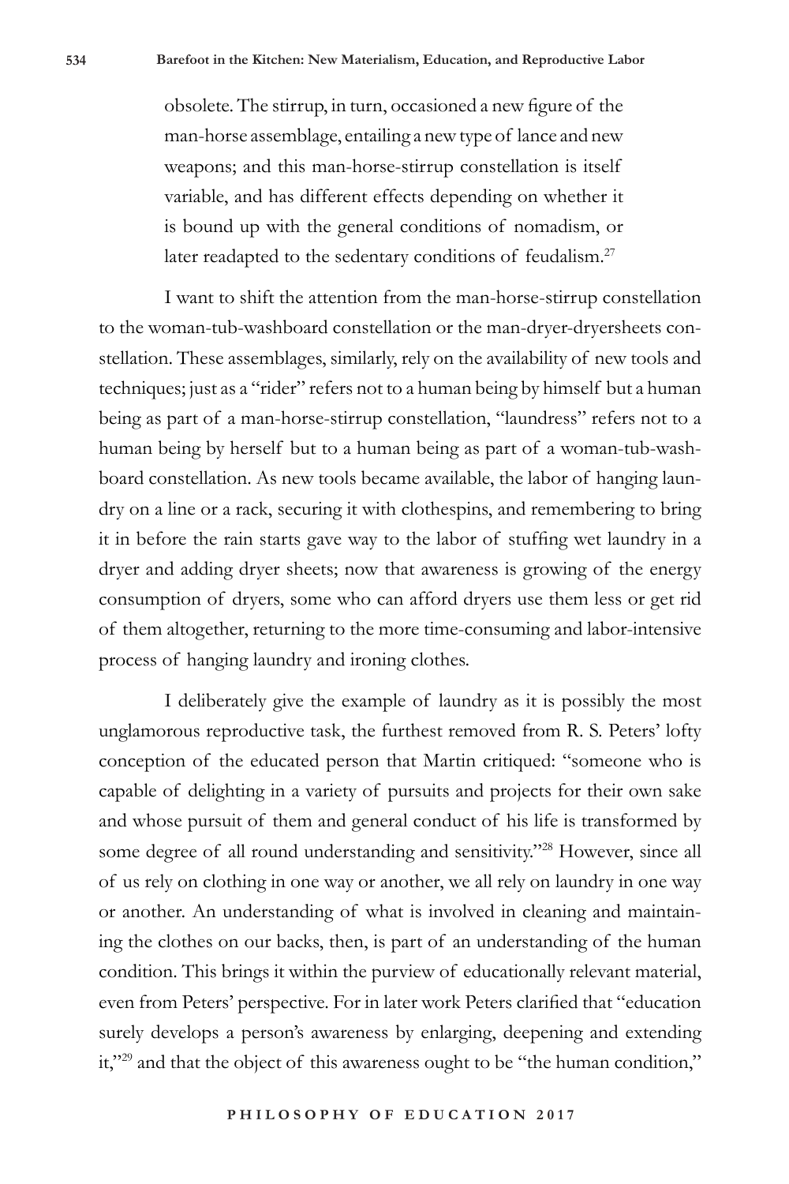> obsolete. The stirrup, in turn, occasioned a new figure of the man-horse assemblage, entailing a new type of lance and new weapons; and this man-horse-stirrup constellation is itself variable, and has different effects depending on whether it is bound up with the general conditions of nomadism, or later readapted to the sedentary conditions of feudalism.[27]

I want to shift the attention from the man-horse-stirrup constellation to the woman-tub-washboard constellation or the man-dryer-dryersheets constellation. These assemblages, similarly, rely on the availability of new tools and techniques; just as a "rider" refers not to a human being by himself but a human being as part of a man-horse-stirrup constellation, "laundress" refers not to a human being by herself but to a human being as part of a woman-tub-washboard constellation. As new tools became available, the labor of hanging laundry on a line or a rack, securing it with clothespins, and remembering to bring it in before the rain starts gave way to the labor of stuffing wet laundry in a dryer and adding dryer sheets; now that awareness is growing of the energy consumption of dryers, some who can afford dryers use them less or get rid of them altogether, returning to the more time-consuming and labor-intensive process of hanging laundry and ironing clothes.

I deliberately give the example of laundry as it is possibly the most unglamorous reproductive task, the furthest removed from R. S. Peters' lofty conception of the educated person that Martin critiqued: "someone who is capable of delighting in a variety of pursuits and projects for their own sake and whose pursuit of them and general conduct of his life is transformed by some degree of all round understanding and sensitivity."[28] However, since all of us rely on clothing in one way or another, we all rely on laundry in one way or another. An understanding of what is involved in cleaning and maintaining the clothes on our backs, then, is part of an understanding of the human condition. This brings it within the purview of educationally relevant material, even from Peters' perspective. For in later work Peters clarified that "education surely develops a person's awareness by enlarging, deepening and extending it,"[29] and that the object of this awareness ought to be "the human condition,"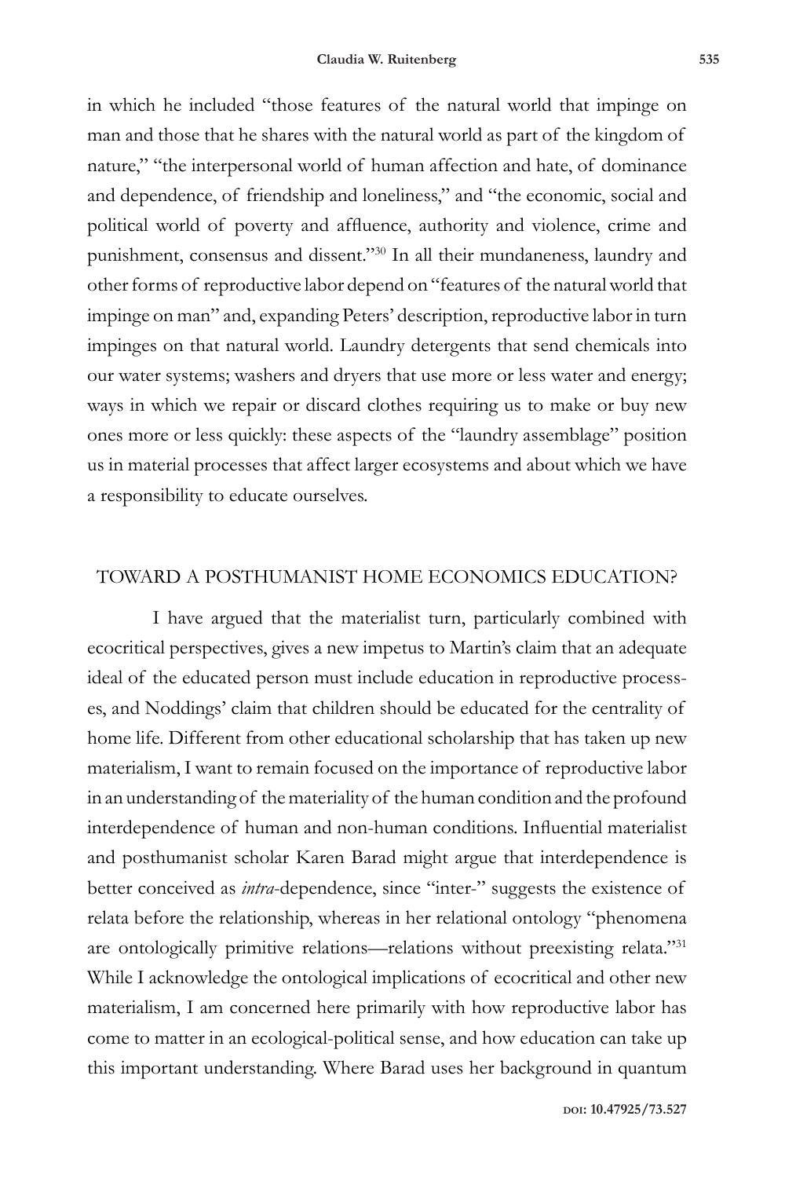in which he included "those features of the natural world that impinge on man and those that he shares with the natural world as part of the kingdom of nature," "the interpersonal world of human affection and hate, of dominance and dependence, of friendship and loneliness," and "the economic, social and political world of poverty and affluence, authority and violence, crime and punishment, consensus and dissent."[30] In all their mundaneness, laundry and other forms of reproductive labor depend on "features of the natural world that impinge on man" and, expanding Peters' description, reproductive labor in turn impinges on that natural world. Laundry detergents that send chemicals into our water systems; washers and dryers that use more or less water and energy; ways in which we repair or discard clothes requiring us to make or buy new ones more or less quickly: these aspects of the "laundry assemblage" position us in material processes that affect larger ecosystems and about which we have a responsibility to educate ourselves.

## TOWARD A POSTHUMANIST HOME ECONOMICS EDUCATION?

I have argued that the materialist turn, particularly combined with ecocritical perspectives, gives a new impetus to Martin's claim that an adequate ideal of the educated person must include education in reproductive processes, and Noddings' claim that children should be educated for the centrality of home life. Different from other educational scholarship that has taken up new materialism, I want to remain focused on the importance of reproductive labor in an understanding of the materiality of the human condition and the profound interdependence of human and non-human conditions. Influential materialist and posthumanist scholar Karen Barad might argue that interdependence is better conceived as *intra*-dependence, since "inter-" suggests the existence of relata before the relationship, whereas in her relational ontology "phenomena are ontologically primitive relations—relations without preexisting relata."[31] While I acknowledge the ontological implications of ecocritical and other new materialism, I am concerned here primarily with how reproductive labor has come to matter in an ecological-political sense, and how education can take up this important understanding. Where Barad uses her background in quantum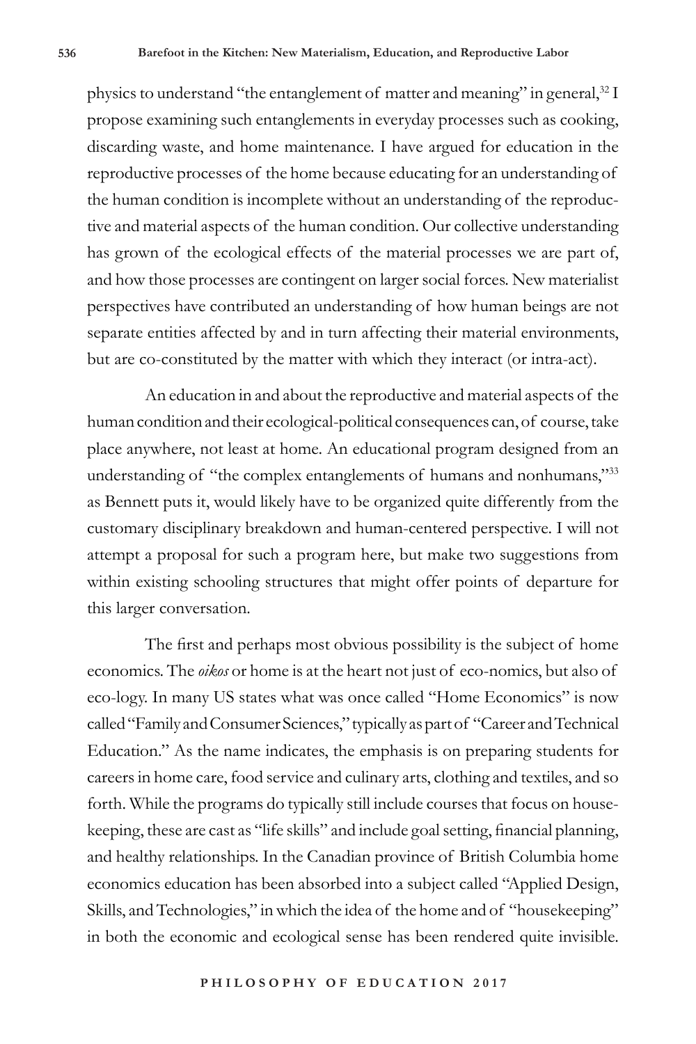physics to understand "the entanglement of matter and meaning" in general,[32] I propose examining such entanglements in everyday processes such as cooking, discarding waste, and home maintenance. I have argued for education in the reproductive processes of the home because educating for an understanding of the human condition is incomplete without an understanding of the reproductive and material aspects of the human condition. Our collective understanding has grown of the ecological effects of the material processes we are part of, and how those processes are contingent on larger social forces. New materialist perspectives have contributed an understanding of how human beings are not separate entities affected by and in turn affecting their material environments, but are co-constituted by the matter with which they interact (or intra-act).

An education in and about the reproductive and material aspects of the human condition and their ecological-political consequences can, of course, take place anywhere, not least at home. An educational program designed from an understanding of "the complex entanglements of humans and nonhumans,"[33] as Bennett puts it, would likely have to be organized quite differently from the customary disciplinary breakdown and human-centered perspective. I will not attempt a proposal for such a program here, but make two suggestions from within existing schooling structures that might offer points of departure for this larger conversation.

The first and perhaps most obvious possibility is the subject of home economics. The *oikos* or home is at the heart not just of eco-nomics, but also of eco-logy. In many US states what was once called "Home Economics" is now called "Family and Consumer Sciences," typically as part of "Career and Technical Education." As the name indicates, the emphasis is on preparing students for careers in home care, food service and culinary arts, clothing and textiles, and so forth. While the programs do typically still include courses that focus on housekeeping, these are cast as "life skills" and include goal setting, financial planning, and healthy relationships. In the Canadian province of British Columbia home economics education has been absorbed into a subject called "Applied Design, Skills, and Technologies," in which the idea of the home and of "housekeeping" in both the economic and ecological sense has been rendered quite invisible.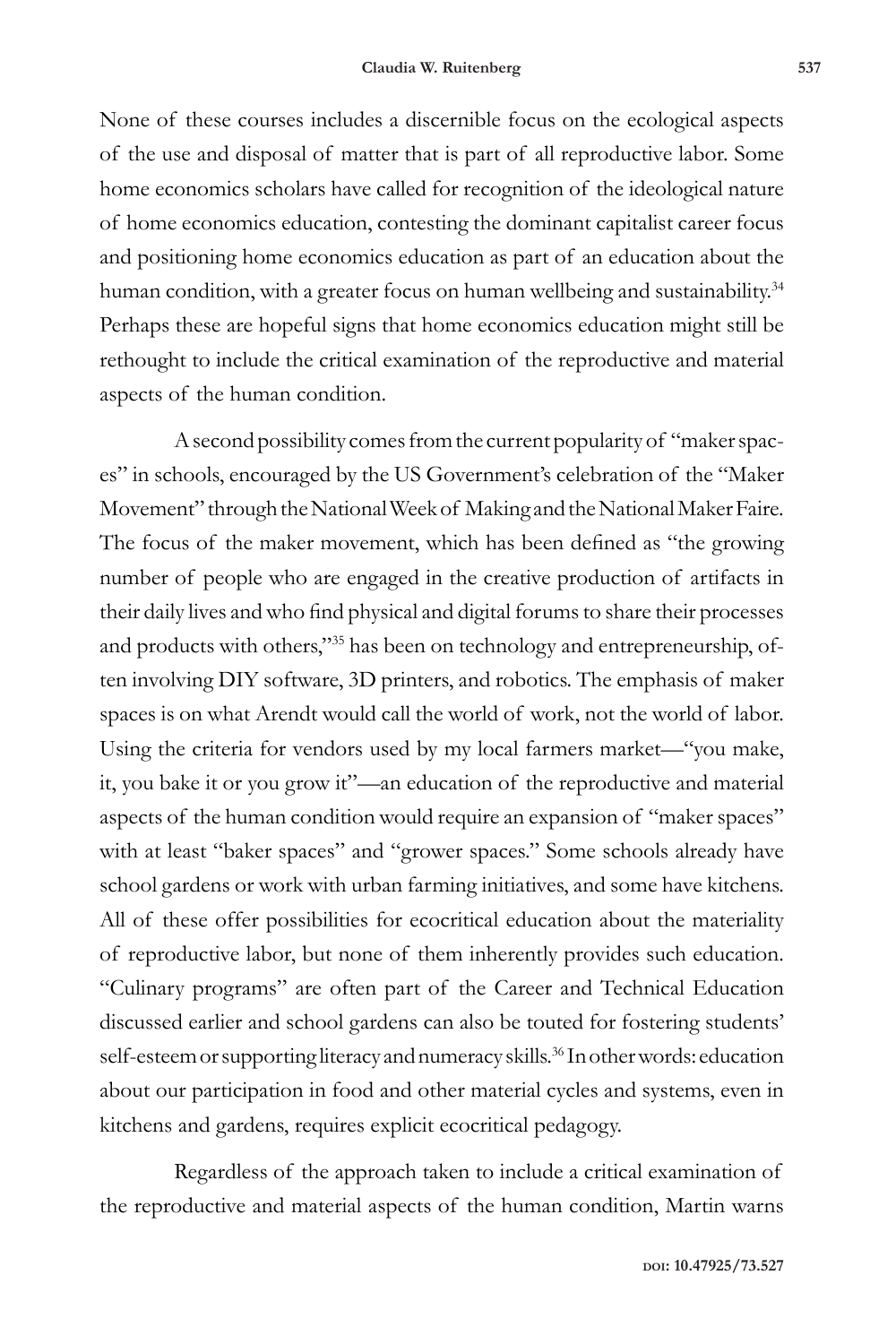None of these courses includes a discernible focus on the ecological aspects of the use and disposal of matter that is part of all reproductive labor. Some home economics scholars have called for recognition of the ideological nature of home economics education, contesting the dominant capitalist career focus and positioning home economics education as part of an education about the human condition, with a greater focus on human wellbeing and sustainability.[34] Perhaps these are hopeful signs that home economics education might still be rethought to include the critical examination of the reproductive and material aspects of the human condition.

A second possibility comes from the current popularity of "maker spaces" in schools, encouraged by the US Government's celebration of the "Maker Movement" through the National Week of Making and the National Maker Faire. The focus of the maker movement, which has been defined as "the growing number of people who are engaged in the creative production of artifacts in their daily lives and who find physical and digital forums to share their processes and products with others,"[35] has been on technology and entrepreneurship, often involving DIY software, 3D printers, and robotics. The emphasis of maker spaces is on what Arendt would call the world of work, not the world of labor. Using the criteria for vendors used by my local farmers market—"you make, it, you bake it or you grow it"—an education of the reproductive and material aspects of the human condition would require an expansion of "maker spaces" with at least "baker spaces" and "grower spaces." Some schools already have school gardens or work with urban farming initiatives, and some have kitchens. All of these offer possibilities for ecocritical education about the materiality of reproductive labor, but none of them inherently provides such education. "Culinary programs" are often part of the Career and Technical Education discussed earlier and school gardens can also be touted for fostering students' self-esteem or supporting literacy and numeracy skills.[36] In other words: education about our participation in food and other material cycles and systems, even in kitchens and gardens, requires explicit ecocritical pedagogy.

Regardless of the approach taken to include a critical examination of the reproductive and material aspects of the human condition, Martin warns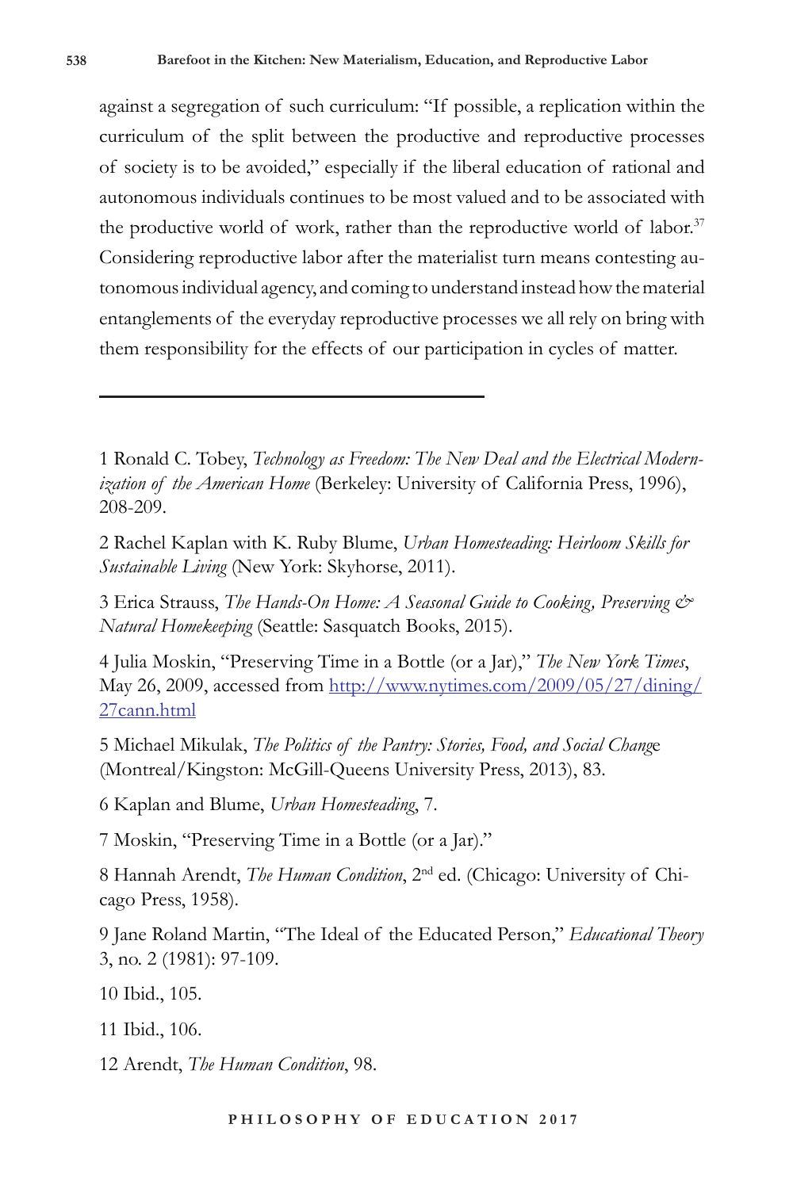against a segregation of such curriculum: "If possible, a replication within the curriculum of the split between the productive and reproductive processes of society is to be avoided," especially if the liberal education of rational and autonomous individuals continues to be most valued and to be associated with the productive world of work, rather than the reproductive world of labor.[37] Considering reproductive labor after the materialist turn means contesting autonomous individual agency, and coming to understand instead how the material entanglements of the everyday reproductive processes we all rely on bring with them responsibility for the effects of our participation in cycles of matter.

---

1 Ronald C. Tobey, *Technology as Freedom: The New Deal and the Electrical Modernization of the American Home* (Berkeley: University of California Press, 1996), 208-209.

2 Rachel Kaplan with K. Ruby Blume, *Urban Homesteading: Heirloom Skills for Sustainable Living* (New York: Skyhorse, 2011).

3 Erica Strauss, *The Hands-On Home: A Seasonal Guide to Cooking, Preserving & Natural Homekeeping* (Seattle: Sasquatch Books, 2015).

4 Julia Moskin, "Preserving Time in a Bottle (or a Jar)," *The New York Times*, May 26, 2009, accessed from http://www.nytimes.com/2009/05/27/dining/27cann.html

5 Michael Mikulak, *The Politics of the Pantry: Stories, Food, and Social Change* (Montreal/Kingston: McGill-Queens University Press, 2013), 83.

6 Kaplan and Blume, *Urban Homesteading*, 7.

7 Moskin, "Preserving Time in a Bottle (or a Jar)."

8 Hannah Arendt, *The Human Condition*, 2nd ed. (Chicago: University of Chicago Press, 1958).

9 Jane Roland Martin, "The Ideal of the Educated Person," *Educational Theory* 3, no. 2 (1981): 97-109.

10 Ibid., 105.

11 Ibid., 106.

12 Arendt, *The Human Condition*, 98.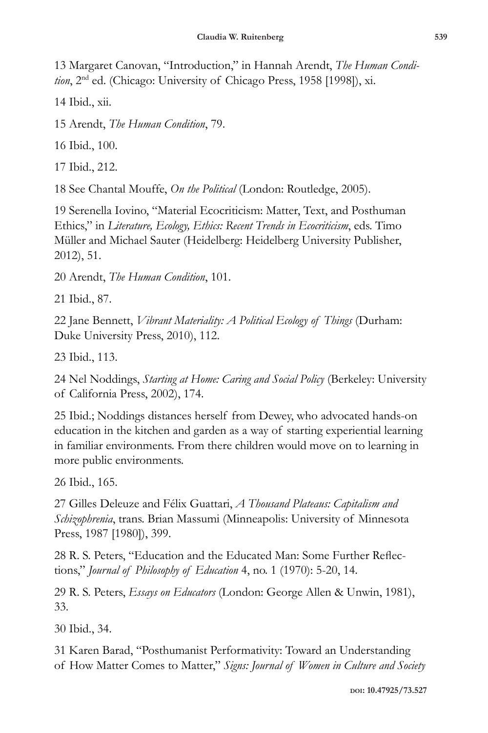13 Margaret Canovan, "Introduction," in Hannah Arendt, *The Human Condition*, 2nd ed. (Chicago: University of Chicago Press, 1958 [1998]), xi.

14 Ibid., xii.

15 Arendt, *The Human Condition*, 79.

16 Ibid., 100.

17 Ibid., 212.

18 See Chantal Mouffe, *On the Political* (London: Routledge, 2005).

19 Serenella Iovino, "Material Ecocriticism: Matter, Text, and Posthuman Ethics," in *Literature, Ecology, Ethics: Recent Trends in Ecocriticism*, eds. Timo Müller and Michael Sauter (Heidelberg: Heidelberg University Publisher, 2012), 51.

20 Arendt, *The Human Condition*, 101.

21 Ibid., 87.

22 Jane Bennett, *Vibrant Materiality: A Political Ecology of Things* (Durham: Duke University Press, 2010), 112.

23 Ibid., 113.

24 Nel Noddings, *Starting at Home: Caring and Social Policy* (Berkeley: University of California Press, 2002), 174.

25 Ibid.; Noddings distances herself from Dewey, who advocated hands-on education in the kitchen and garden as a way of starting experiential learning in familiar environments. From there children would move on to learning in more public environments.

26 Ibid., 165.

27 Gilles Deleuze and Félix Guattari, *A Thousand Plateaus: Capitalism and Schizophrenia*, trans. Brian Massumi (Minneapolis: University of Minnesota Press, 1987 [1980]), 399.

28 R. S. Peters, "Education and the Educated Man: Some Further Reflections," *Journal of Philosophy of Education* 4, no. 1 (1970): 5-20, 14.

29 R. S. Peters, *Essays on Educators* (London: George Allen & Unwin, 1981), 33.

30 Ibid., 34.

31 Karen Barad, "Posthumanist Performativity: Toward an Understanding of How Matter Comes to Matter," *Signs: Journal of Women in Culture and Society*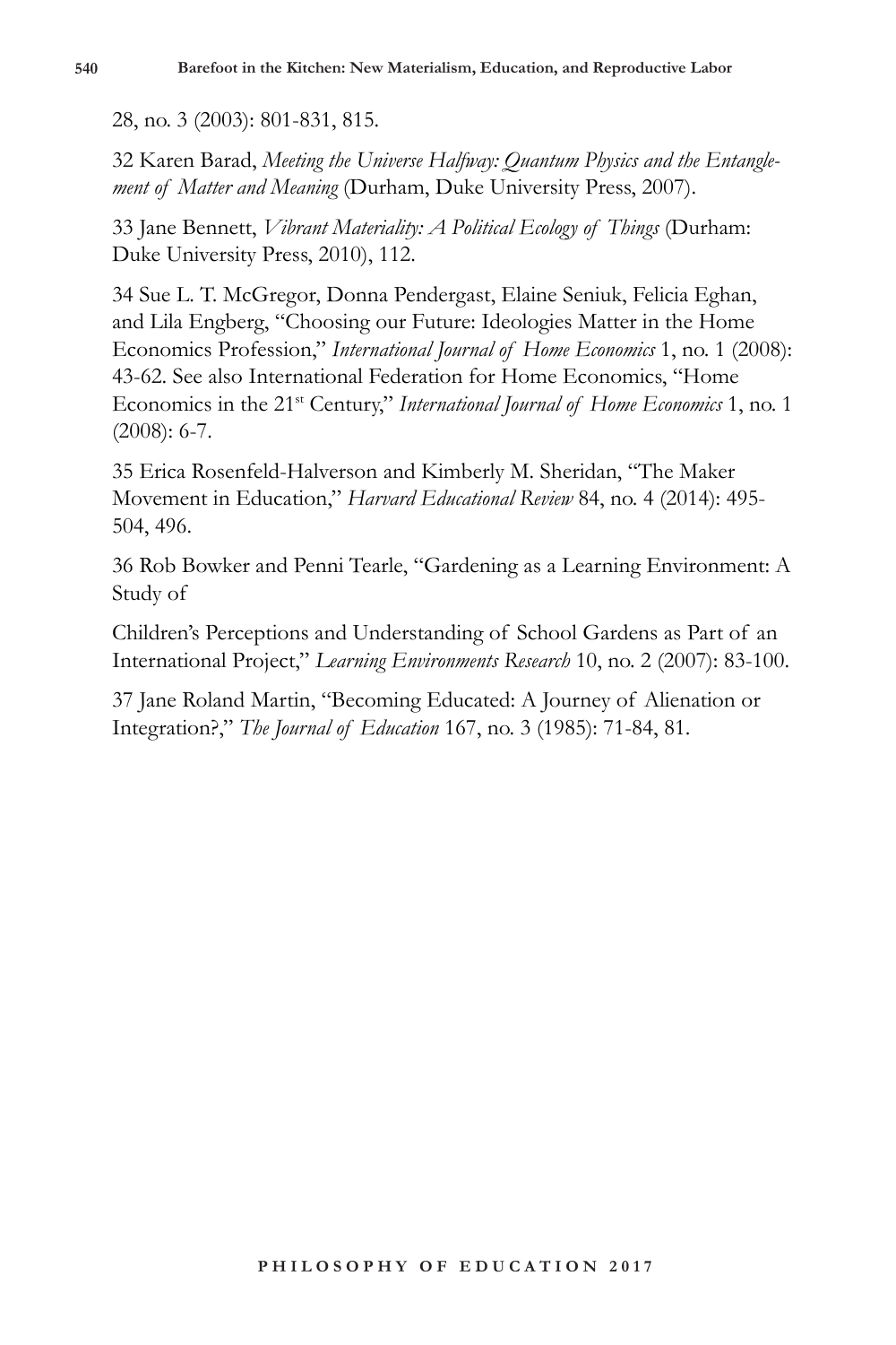28, no. 3 (2003): 801-831, 815.

32 Karen Barad, *Meeting the Universe Halfway: Quantum Physics and the Entanglement of Matter and Meaning* (Durham, Duke University Press, 2007).

33 Jane Bennett, *Vibrant Materiality: A Political Ecology of Things* (Durham: Duke University Press, 2010), 112.

34 Sue L. T. McGregor, Donna Pendergast, Elaine Seniuk, Felicia Eghan, and Lila Engberg, "Choosing our Future: Ideologies Matter in the Home Economics Profession," *International Journal of Home Economics* 1, no. 1 (2008): 43-62. See also International Federation for Home Economics, "Home Economics in the 21st Century," *International Journal of Home Economics* 1, no. 1 (2008): 6-7.

35 Erica Rosenfeld-Halverson and Kimberly M. Sheridan, "The Maker Movement in Education," *Harvard Educational Review* 84, no. 4 (2014): 495-504, 496.

36 Rob Bowker and Penni Tearle, "Gardening as a Learning Environment: A Study of

Children's Perceptions and Understanding of School Gardens as Part of an International Project," *Learning Environments Research* 10, no. 2 (2007): 83-100.

37 Jane Roland Martin, "Becoming Educated: A Journey of Alienation or Integration?," *The Journal of Education* 167, no. 3 (1985): 71-84, 81.